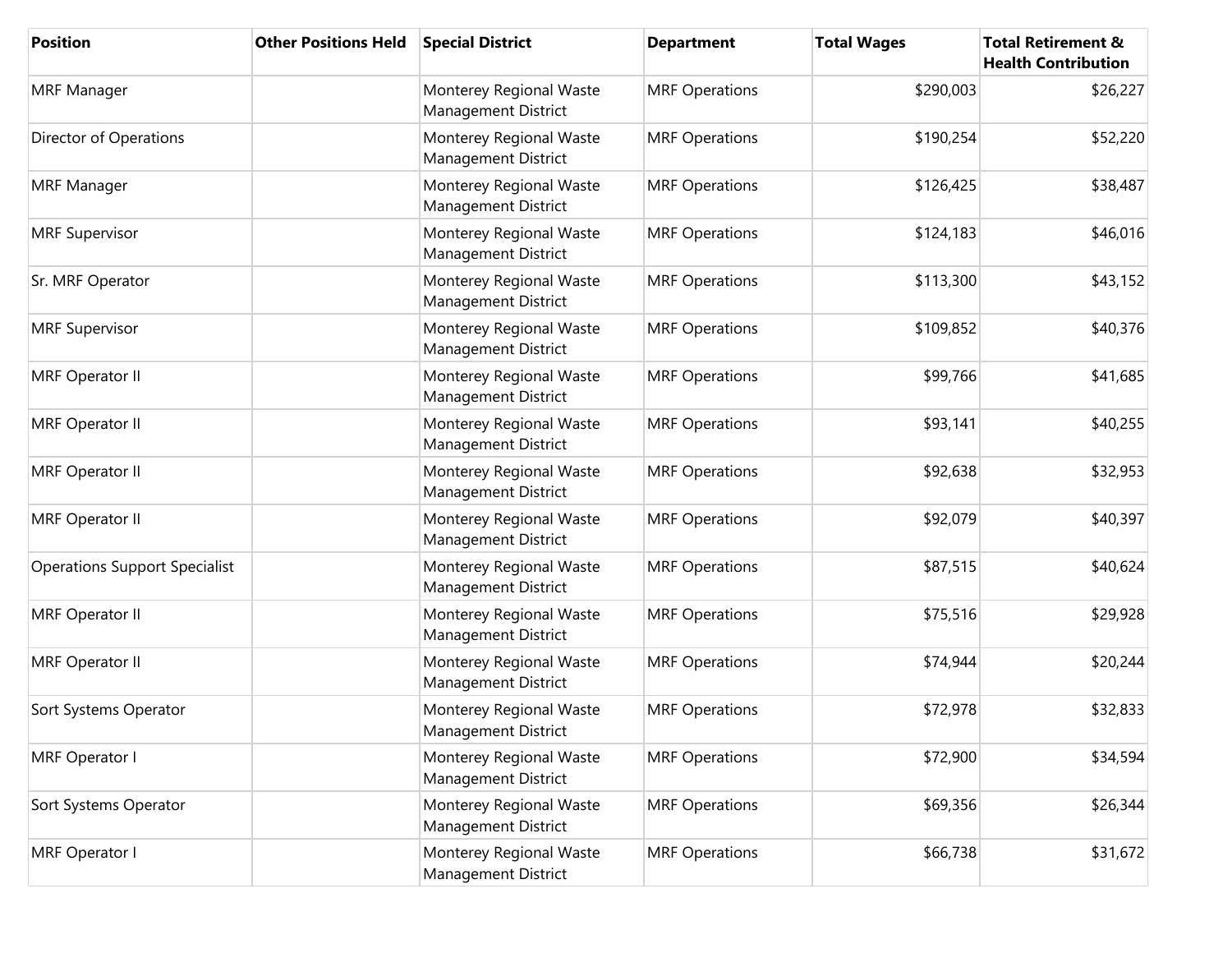| Position | Other Positions Held | Special District | Department | Total Wages | Total Retirement & Health Contribution |
|---|---|---|---|---|---|
| MRF Manager | | Monterey Regional Waste Management District | MRF Operations | $290,003 | $26,227 |
| Director of Operations | | Monterey Regional Waste Management District | MRF Operations | $190,254 | $52,220 |
| MRF Manager | | Monterey Regional Waste Management District | MRF Operations | $126,425 | $38,487 |
| MRF Supervisor | | Monterey Regional Waste Management District | MRF Operations | $124,183 | $46,016 |
| Sr. MRF Operator | | Monterey Regional Waste Management District | MRF Operations | $113,300 | $43,152 |
| MRF Supervisor | | Monterey Regional Waste Management District | MRF Operations | $109,852 | $40,376 |
| MRF Operator II | | Monterey Regional Waste Management District | MRF Operations | $99,766 | $41,685 |
| MRF Operator II | | Monterey Regional Waste Management District | MRF Operations | $93,141 | $40,255 |
| MRF Operator II | | Monterey Regional Waste Management District | MRF Operations | $92,638 | $32,953 |
| MRF Operator II | | Monterey Regional Waste Management District | MRF Operations | $92,079 | $40,397 |
| Operations Support Specialist | | Monterey Regional Waste Management District | MRF Operations | $87,515 | $40,624 |
| MRF Operator II | | Monterey Regional Waste Management District | MRF Operations | $75,516 | $29,928 |
| MRF Operator II | | Monterey Regional Waste Management District | MRF Operations | $74,944 | $20,244 |
| Sort Systems Operator | | Monterey Regional Waste Management District | MRF Operations | $72,978 | $32,833 |
| MRF Operator I | | Monterey Regional Waste Management District | MRF Operations | $72,900 | $34,594 |
| Sort Systems Operator | | Monterey Regional Waste Management District | MRF Operations | $69,356 | $26,344 |
| MRF Operator I | | Monterey Regional Waste Management District | MRF Operations | $66,738 | $31,672 |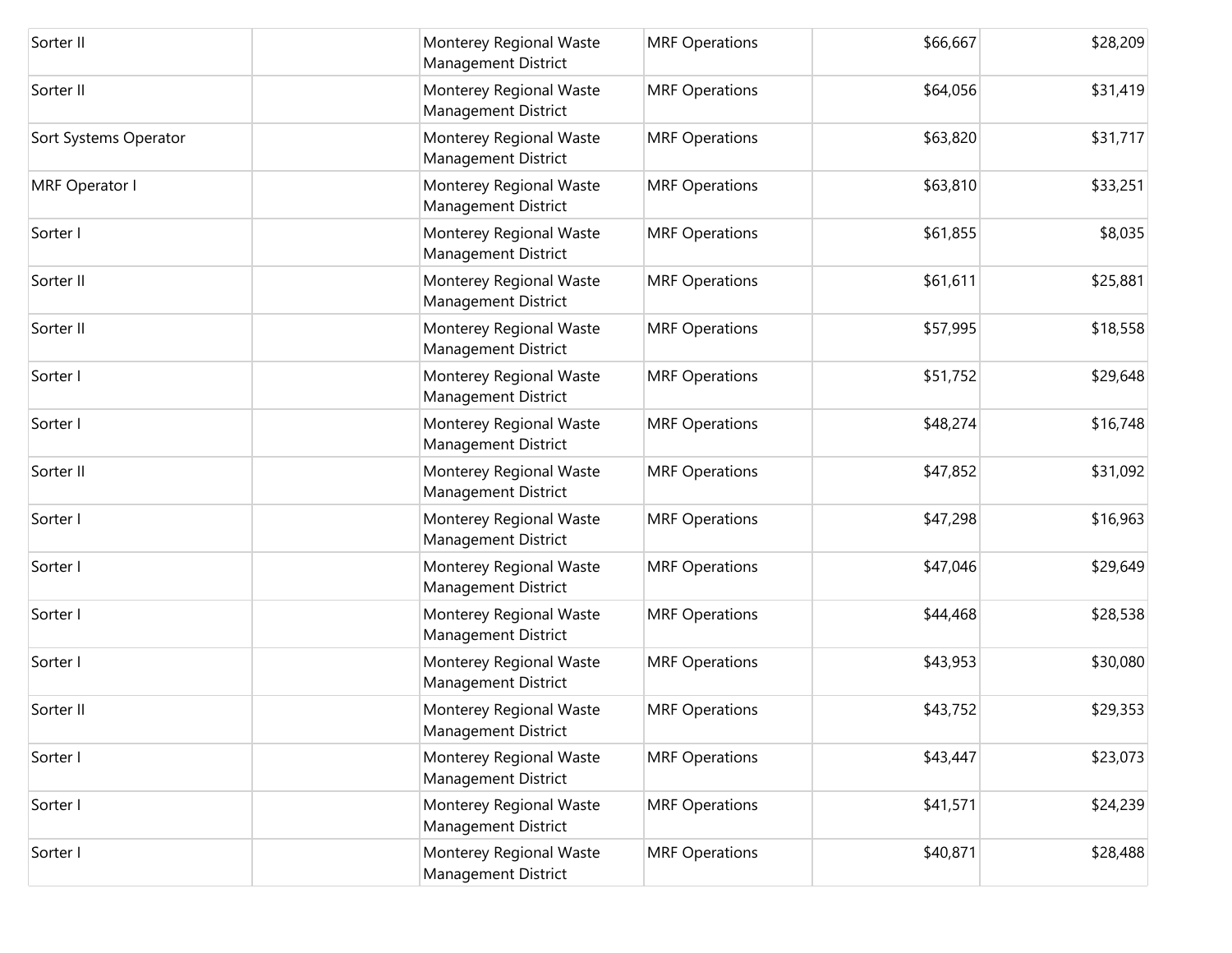| | | | | | |
|---|---|---|---|---|---|
| Sorter II | | Monterey Regional Waste Management District | MRF Operations | $66,667 | $28,209 |
| Sorter II | | Monterey Regional Waste Management District | MRF Operations | $64,056 | $31,419 |
| Sort Systems Operator | | Monterey Regional Waste Management District | MRF Operations | $63,820 | $31,717 |
| MRF Operator I | | Monterey Regional Waste Management District | MRF Operations | $63,810 | $33,251 |
| Sorter I | | Monterey Regional Waste Management District | MRF Operations | $61,855 | $8,035 |
| Sorter II | | Monterey Regional Waste Management District | MRF Operations | $61,611 | $25,881 |
| Sorter II | | Monterey Regional Waste Management District | MRF Operations | $57,995 | $18,558 |
| Sorter I | | Monterey Regional Waste Management District | MRF Operations | $51,752 | $29,648 |
| Sorter I | | Monterey Regional Waste Management District | MRF Operations | $48,274 | $16,748 |
| Sorter II | | Monterey Regional Waste Management District | MRF Operations | $47,852 | $31,092 |
| Sorter I | | Monterey Regional Waste Management District | MRF Operations | $47,298 | $16,963 |
| Sorter I | | Monterey Regional Waste Management District | MRF Operations | $47,046 | $29,649 |
| Sorter I | | Monterey Regional Waste Management District | MRF Operations | $44,468 | $28,538 |
| Sorter I | | Monterey Regional Waste Management District | MRF Operations | $43,953 | $30,080 |
| Sorter II | | Monterey Regional Waste Management District | MRF Operations | $43,752 | $29,353 |
| Sorter I | | Monterey Regional Waste Management District | MRF Operations | $43,447 | $23,073 |
| Sorter I | | Monterey Regional Waste Management District | MRF Operations | $41,571 | $24,239 |
| Sorter I | | Monterey Regional Waste Management District | MRF Operations | $40,871 | $28,488 |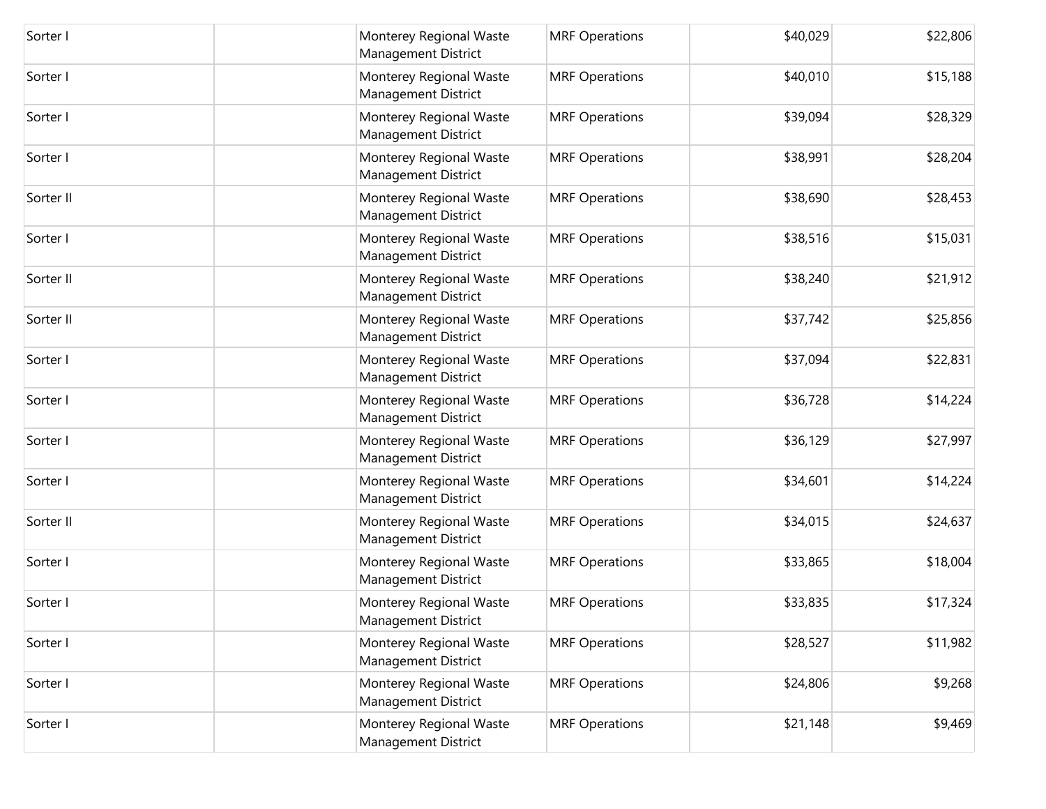| | | | | | |
|---|---|---|---|---|---|
| Sorter I | | Monterey Regional Waste Management District | MRF Operations | $40,029 | $22,806 |
| Sorter I | | Monterey Regional Waste Management District | MRF Operations | $40,010 | $15,188 |
| Sorter I | | Monterey Regional Waste Management District | MRF Operations | $39,094 | $28,329 |
| Sorter I | | Monterey Regional Waste Management District | MRF Operations | $38,991 | $28,204 |
| Sorter II | | Monterey Regional Waste Management District | MRF Operations | $38,690 | $28,453 |
| Sorter I | | Monterey Regional Waste Management District | MRF Operations | $38,516 | $15,031 |
| Sorter II | | Monterey Regional Waste Management District | MRF Operations | $38,240 | $21,912 |
| Sorter II | | Monterey Regional Waste Management District | MRF Operations | $37,742 | $25,856 |
| Sorter I | | Monterey Regional Waste Management District | MRF Operations | $37,094 | $22,831 |
| Sorter I | | Monterey Regional Waste Management District | MRF Operations | $36,728 | $14,224 |
| Sorter I | | Monterey Regional Waste Management District | MRF Operations | $36,129 | $27,997 |
| Sorter I | | Monterey Regional Waste Management District | MRF Operations | $34,601 | $14,224 |
| Sorter II | | Monterey Regional Waste Management District | MRF Operations | $34,015 | $24,637 |
| Sorter I | | Monterey Regional Waste Management District | MRF Operations | $33,865 | $18,004 |
| Sorter I | | Monterey Regional Waste Management District | MRF Operations | $33,835 | $17,324 |
| Sorter I | | Monterey Regional Waste Management District | MRF Operations | $28,527 | $11,982 |
| Sorter I | | Monterey Regional Waste Management District | MRF Operations | $24,806 | $9,268 |
| Sorter I | | Monterey Regional Waste Management District | MRF Operations | $21,148 | $9,469 |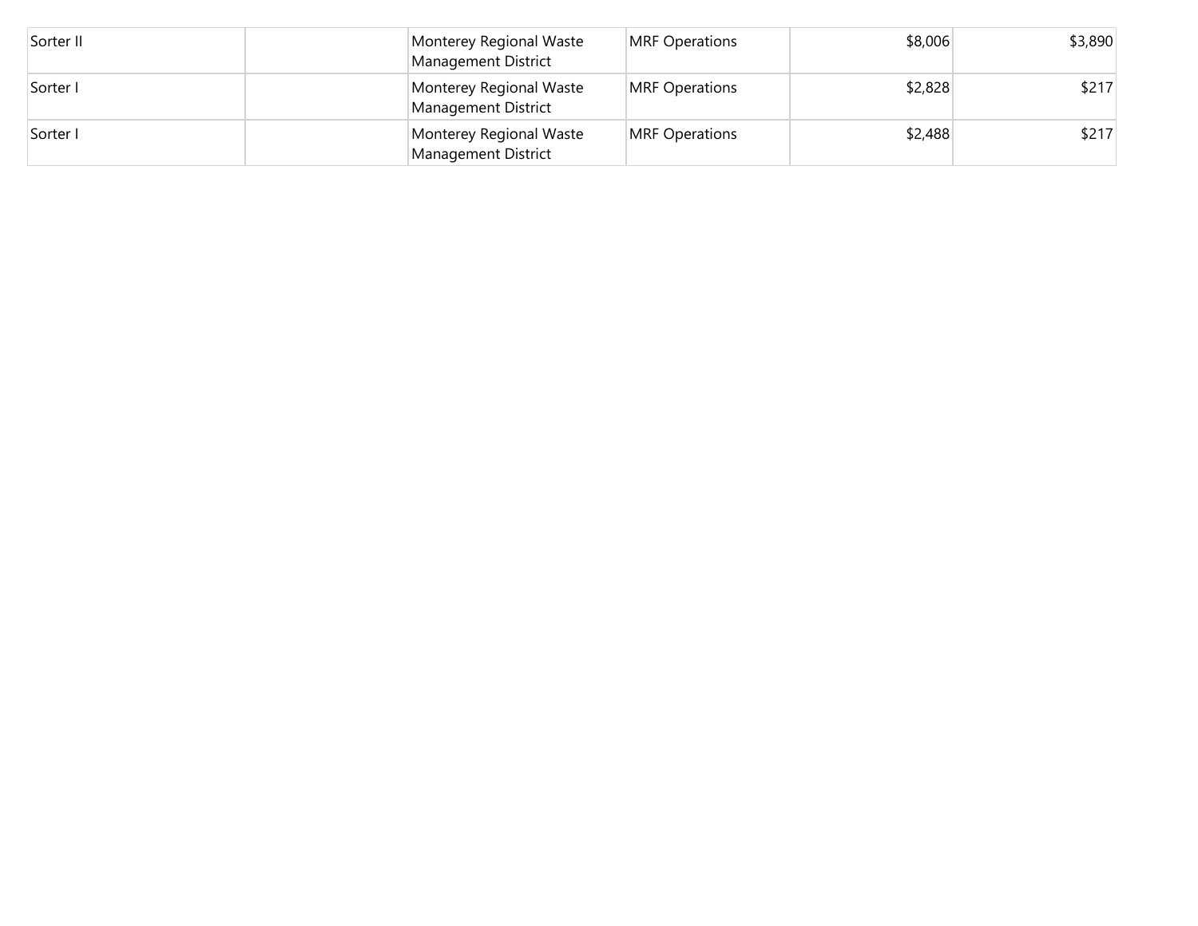| | | | | | |
|---|---|---|---|---|---|
| Sorter II | | Monterey Regional Waste Management District | MRF Operations | $8,006 | $3,890 |
| Sorter I | | Monterey Regional Waste Management District | MRF Operations | $2,828 | $217 |
| Sorter I | | Monterey Regional Waste Management District | MRF Operations | $2,488 | $217 |